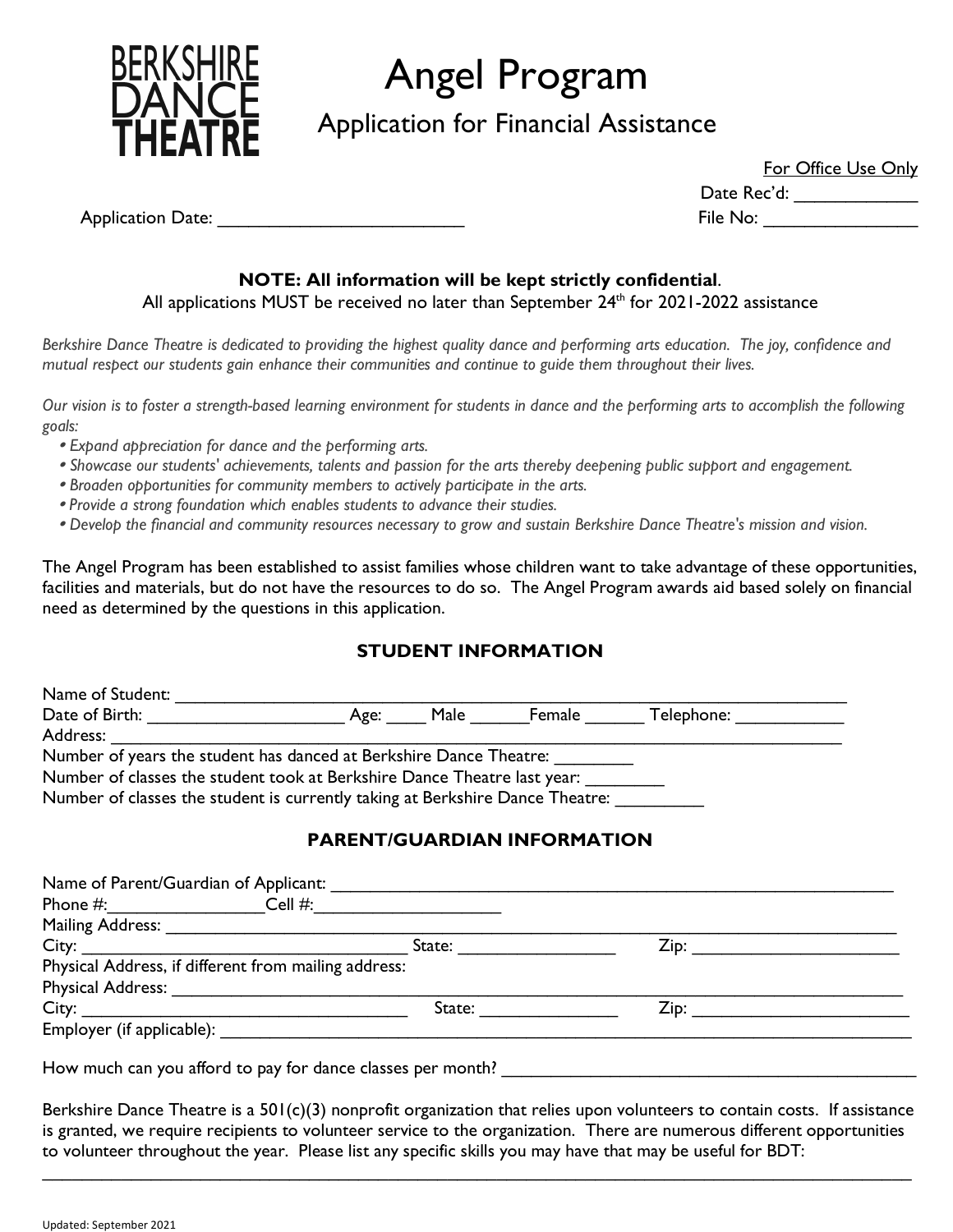BERKSHIRE DANCE THEATRE

# Angel Program

## Application for Financial Assistance

For Office Use Only

Date Rec'd: ____________

Application Date: ________________________ File No: ________________

**NOTE: All information will be kept strictly confidential**.

All applications MUST be received no later than September 24th for 2021-2022 assistance

*Berkshire Dance Theatre is dedicated to providing the highest quality dance and performing arts education. The joy, confidence and mutual respect our students gain enhance their communities and continue to guide them throughout their lives.*

*Our vision is to foster a strength-based learning environment for students in dance and the performing arts to accomplish the following goals:*

- *Expand appreciation for dance and the performing arts.*
- *Showcase our students' achievements, talents and passion for the arts thereby deepening public support and engagement.*
- *Broaden opportunities for community members to actively participate in the arts.*
- *Provide a strong foundation which enables students to advance their studies.*
- *Develop the financial and community resources necessary to grow and sustain Berkshire Dance Theatre's mission and vision.*

The Angel Program has been established to assist families whose children want to take advantage of these opportunities, facilities and materials, but do not have the resources to do so. The Angel Program awards aid based solely on financial need as determined by the questions in this application.

### STUDENT INFORMATION

Name of Student: ______________________________________________________________

Date of Birth: ____________________ Age: ____ Male ______Female ______ Telephone: ___________

Address: ______________________________________________________________________

Number of years the student has danced at Berkshire Dance Theatre: ________

Number of classes the student took at Berkshire Dance Theatre last year: ________

Number of classes the student is currently taking at Berkshire Dance Theatre: _________

### PARENT/GUARDIAN INFORMATION

Name of Parent/Guardian of Applicant: _____________________________________________

Phone #:________________Cell #:___________________

Mailing Address: _________________________________________________________________

City: ________________________________ State: ________________ Zip: _____________________

Physical Address, if different from mailing address:

Physical Address: _______________________________________________________________

City: ________________________________ State: ______________ Zip: ______________________

Employer (if applicable): __________________________________________________________

How much can you afford to pay for dance classes per month? ___________________________________

Berkshire Dance Theatre is a 501(c)(3) nonprofit organization that relies upon volunteers to contain costs. If assistance is granted, we require recipients to volunteer service to the organization. There are numerous different opportunities to volunteer throughout the year. Please list any specific skills you may have that may be useful for BDT:

_________________________________________________________________________________

Updated: September 2021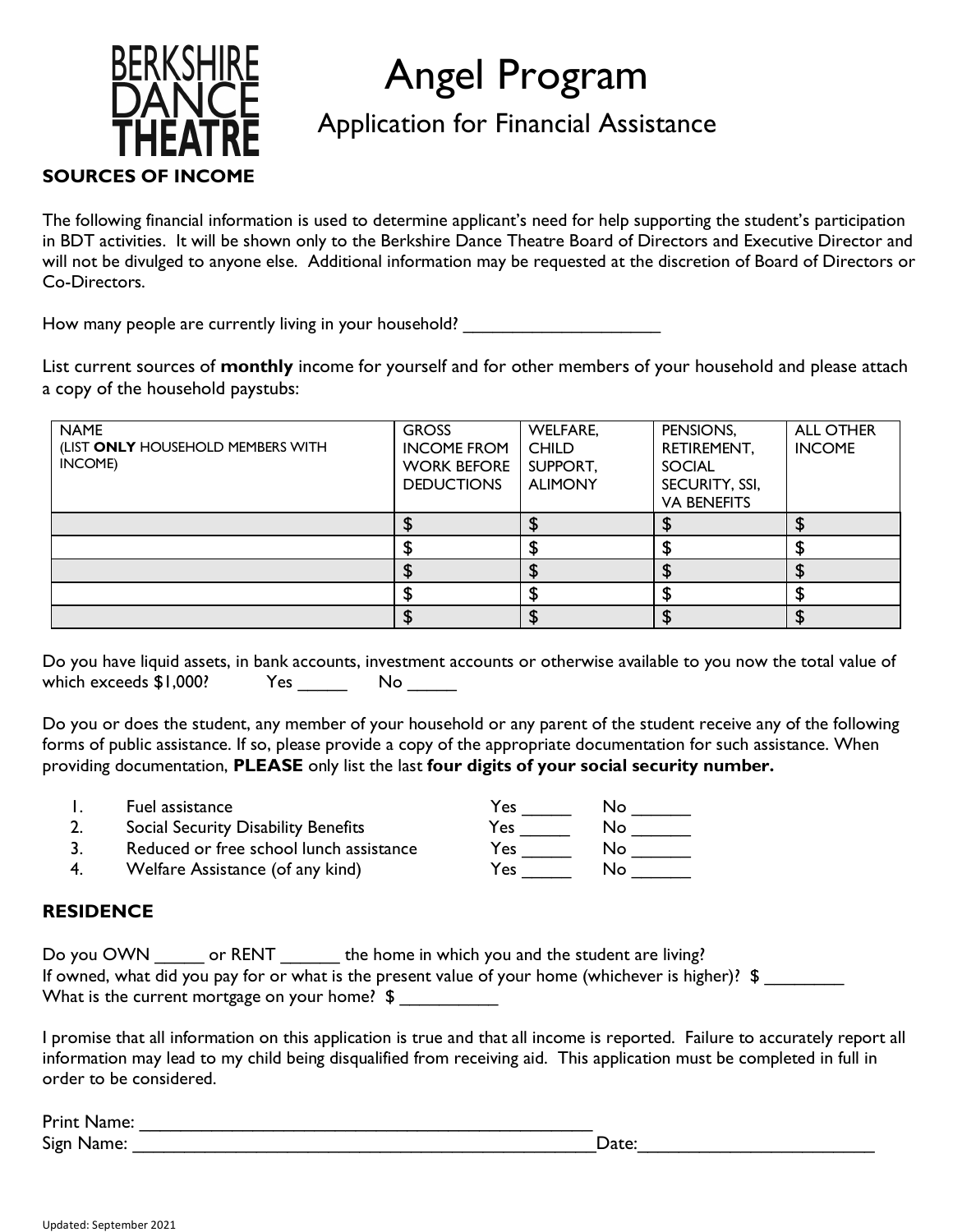BERKSHIRE DANCE THEATRE

# Angel Program

## Application for Financial Assistance

### SOURCES OF INCOME

The following financial information is used to determine applicant's need for help supporting the student's participation in BDT activities. It will be shown only to the Berkshire Dance Theatre Board of Directors and Executive Director and will not be divulged to anyone else. Additional information may be requested at the discretion of Board of Directors or Co-Directors.

How many people are currently living in your household? ____________________

List current sources of **monthly** income for yourself and for other members of your household and please attach a copy of the household paystubs:

| NAME (LIST **ONLY** HOUSEHOLD MEMBERS WITH INCOME) | GROSS INCOME FROM WORK BEFORE DEDUCTIONS | WELFARE, CHILD SUPPORT, ALIMONY | PENSIONS, RETIREMENT, SOCIAL SECURITY, SSI, VA BENEFITS | ALL OTHER INCOME |
|---|---|---|---|---|
| | $ | $ | $ | $ |
| | $ | $ | $ | $ |
| | $ | $ | $ | $ |
| | $ | $ | $ | $ |
| | $ | $ | $ | $ |

Do you have liquid assets, in bank accounts, investment accounts or otherwise available to you now the total value of which exceeds $1,000? Yes _____ No _____

Do you or does the student, any member of your household or any parent of the student receive any of the following forms of public assistance. If so, please provide a copy of the appropriate documentation for such assistance. When providing documentation, **PLEASE** only list the last **four digits of your social security number.**

1. Fuel assistance Yes _____ No ______
2. Social Security Disability Benefits Yes _____ No ______
3. Reduced or free school lunch assistance Yes _____ No ______
4. Welfare Assistance (of any kind) Yes _____ No ______

### RESIDENCE

Do you OWN _____ or RENT ______ the home in which you and the student are living?
If owned, what did you pay for or what is the present value of your home (whichever is higher)? $ ________
What is the current mortgage on your home? $ __________

I promise that all information on this application is true and that all income is reported. Failure to accurately report all information may lead to my child being disqualified from receiving aid. This application must be completed in full in order to be considered.

Print Name: _______________________________________________
Sign Name: _________________________________________________Date:________________________

Updated: September 2021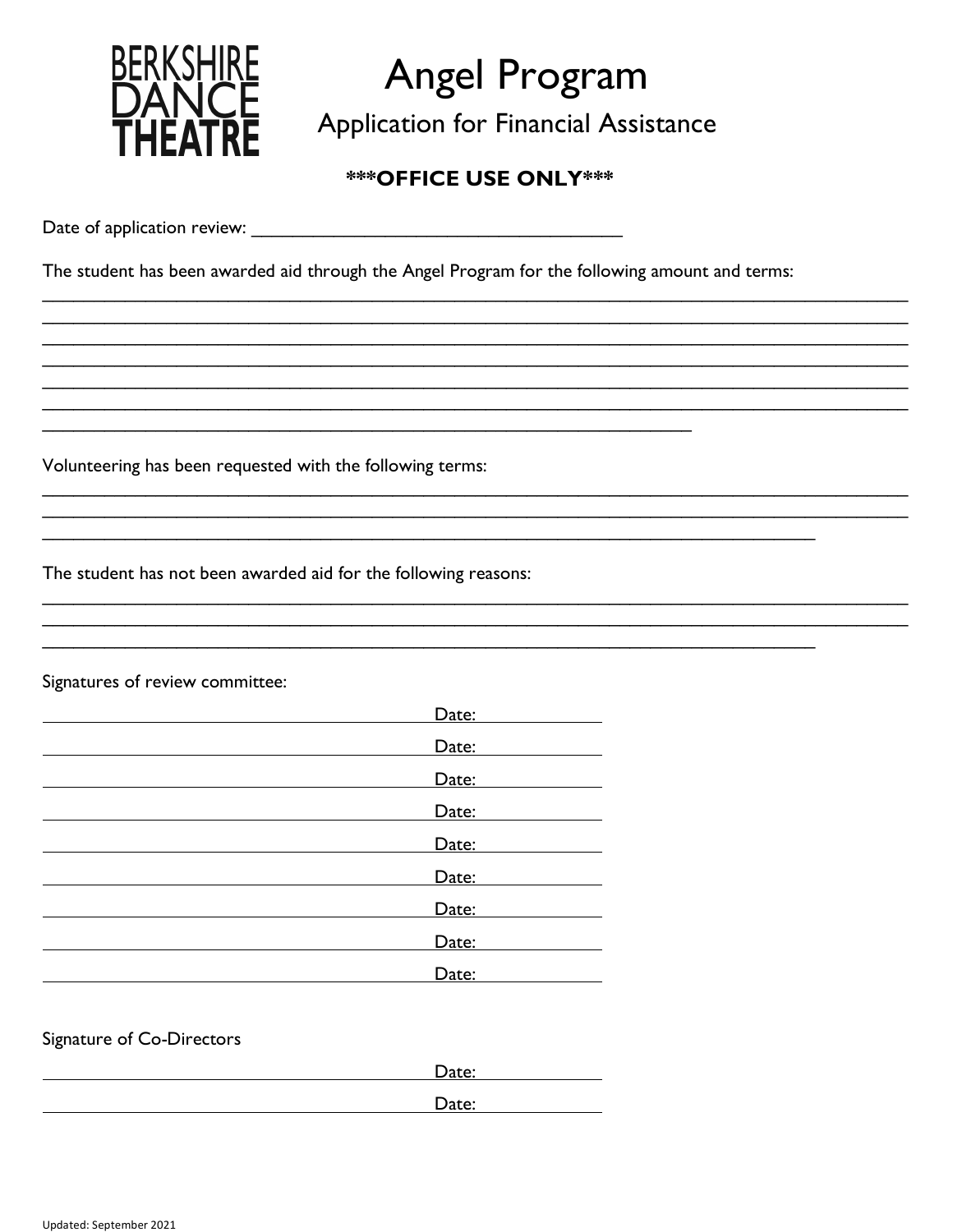BERKSHIRE DANCE THEATRE

# Angel Program

## Application for Financial Assistance

**\*\*\*OFFICE USE ONLY\*\*\***

Date of application review: _______________________________________

The student has been awarded aid through the Angel Program for the following amount and terms:

____________________________________________________________________________________________
____________________________________________________________________________________________
____________________________________________________________________________________________
____________________________________________________________________________________________
____________________________________________________________________________________________
____________________________________________________________________________________________
______________________________________________________________________

Volunteering has been requested with the following terms:

____________________________________________________________________________________________
____________________________________________________________________________________________
__________________________________________________________________________________

The student has not been awarded aid for the following reasons:

____________________________________________________________________________________________
____________________________________________________________________________________________
__________________________________________________________________________________

Signatures of review committee:

________________________________________ Date: ____________
________________________________________ Date: ____________
________________________________________ Date: ____________
________________________________________ Date: ____________
________________________________________ Date: ____________
________________________________________ Date: ____________
________________________________________ Date: ____________
________________________________________ Date: ____________
________________________________________ Date: ____________

Signature of Co-Directors

________________________________________ Date: ____________
________________________________________ Date: ____________

Updated: September 2021